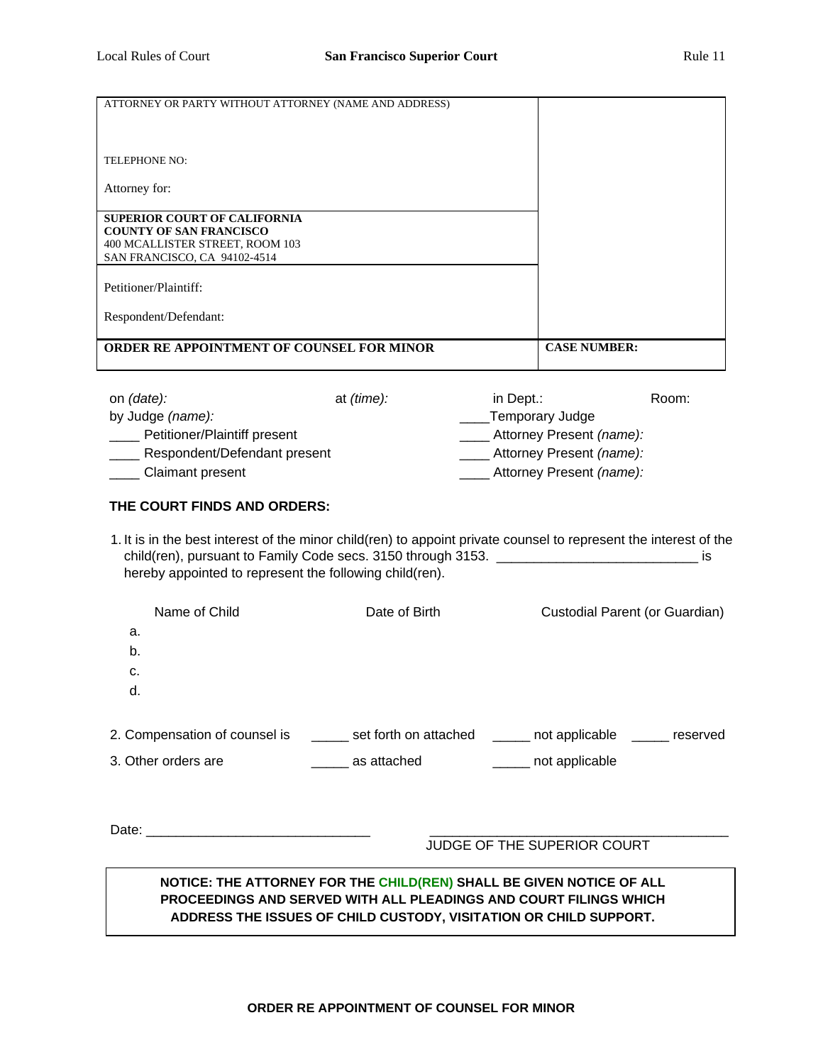| ATTORNEY OR PARTY WITHOUT ATTORNEY (NAME AND ADDRESS)<br><br>TELEPHONE NO:<br><br>Attorney for: | |
|---|---|
| **SUPERIOR COURT OF CALIFORNIA**<br>**COUNTY OF SAN FRANCISCO**<br>400 MCALLISTER STREET, ROOM 103<br>SAN FRANCISCO, CA 94102-4514 | |
| Petitioner/Plaintiff:<br><br>Respondent/Defendant: | |
| **ORDER RE APPOINTMENT OF COUNSEL FOR MINOR** | **CASE NUMBER:** |

on *(date):* at *(time):* in Dept.: Room:
by Judge *(name):* ____Temporary Judge
____ Petitioner/Plaintiff present ____ Attorney Present *(name):*
____ Respondent/Defendant present ____ Attorney Present *(name):*
____ Claimant present ____ Attorney Present *(name):*

**THE COURT FINDS AND ORDERS:**

1. It is in the best interest of the minor child(ren) to appoint private counsel to represent the interest of the child(ren), pursuant to Family Code secs. 3150 through 3153. ___________________________ is hereby appointed to represent the following child(ren).

| | Name of Child | Date of Birth | Custodial Parent (or Guardian) |
|---|---|---|---|
| a. | | | |
| b. | | | |
| c. | | | |
| d. | | | |

2. Compensation of counsel is _____ set forth on attached _____ not applicable _____ reserved

3. Other orders are _____ as attached _____ not applicable

Date: ______________________________ ________________________________________
JUDGE OF THE SUPERIOR COURT

**NOTICE: THE ATTORNEY FOR THE CHILD(REN) SHALL BE GIVEN NOTICE OF ALL PROCEEDINGS AND SERVED WITH ALL PLEADINGS AND COURT FILINGS WHICH ADDRESS THE ISSUES OF CHILD CUSTODY, VISITATION OR CHILD SUPPORT.**

**ORDER RE APPOINTMENT OF COUNSEL FOR MINOR**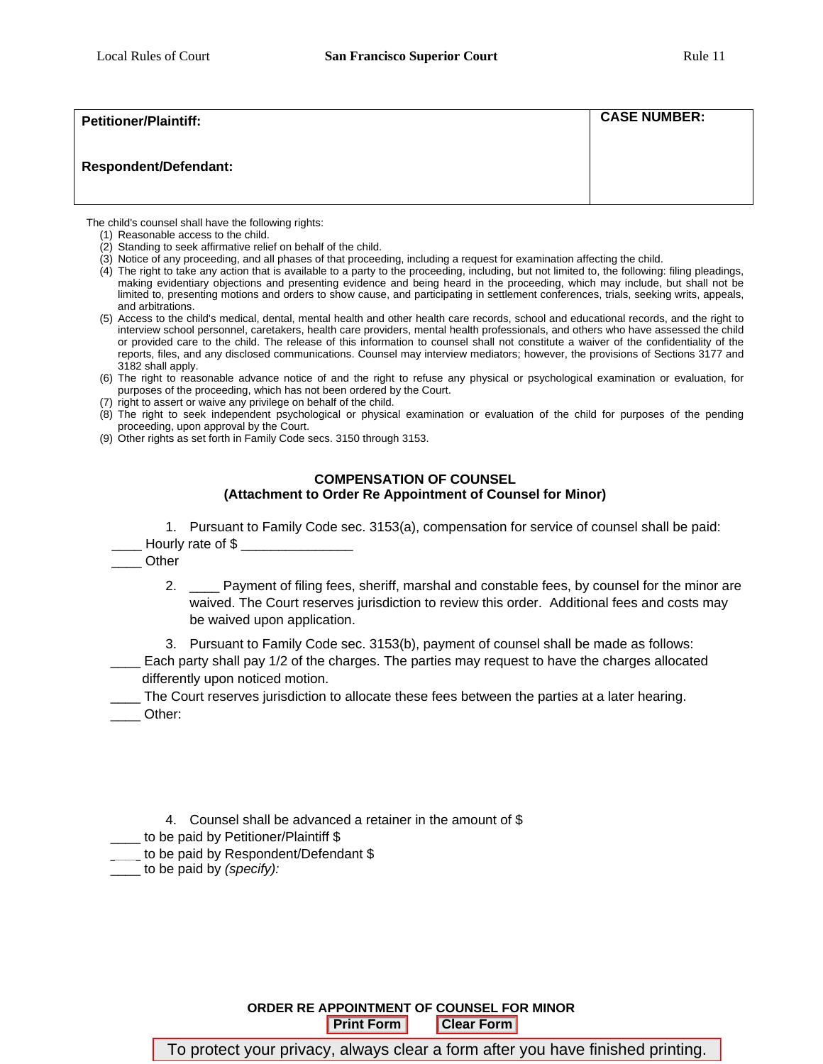| Petitioner/Plaintiff: | CASE NUMBER: |
| --- | --- |
| Respondent/Defendant: | |

The child's counsel shall have the following rights:

(1) Reasonable access to the child.
(2) Standing to seek affirmative relief on behalf of the child.
(3) Notice of any proceeding, and all phases of that proceeding, including a request for examination affecting the child.
(4) The right to take any action that is available to a party to the proceeding, including, but not limited to, the following: filing pleadings, making evidentiary objections and presenting evidence and being heard in the proceeding, which may include, but shall not be limited to, presenting motions and orders to show cause, and participating in settlement conferences, trials, seeking writs, appeals, and arbitrations.
(5) Access to the child's medical, dental, mental health and other health care records, school and educational records, and the right to interview school personnel, caretakers, health care providers, mental health professionals, and others who have assessed the child or provided care to the child. The release of this information to counsel shall not constitute a waiver of the confidentiality of the reports, files, and any disclosed communications. Counsel may interview mediators; however, the provisions of Sections 3177 and 3182 shall apply.
(6) The right to reasonable advance notice of and the right to refuse any physical or psychological examination or evaluation, for purposes of the proceeding, which has not been ordered by the Court.
(7) right to assert or waive any privilege on behalf of the child.
(8) The right to seek independent psychological or physical examination or evaluation of the child for purposes of the pending proceeding, upon approval by the Court.
(9) Other rights as set forth in Family Code secs. 3150 through 3153.

## COMPENSATION OF COUNSEL
## (Attachment to Order Re Appointment of Counsel for Minor)

1. Pursuant to Family Code sec. 3153(a), compensation for service of counsel shall be paid:

____ Hourly rate of $ _______________
____ Other

2. ____ Payment of filing fees, sheriff, marshal and constable fees, by counsel for the minor are waived. The Court reserves jurisdiction to review this order. Additional fees and costs may be waived upon application.

3. Pursuant to Family Code sec. 3153(b), payment of counsel shall be made as follows:

____ Each party shall pay 1/2 of the charges. The parties may request to have the charges allocated differently upon noticed motion.
____ The Court reserves jurisdiction to allocate these fees between the parties at a later hearing.
____ Other:

4. Counsel shall be advanced a retainer in the amount of $

____ to be paid by Petitioner/Plaintiff $
____ to be paid by Respondent/Defendant $
____ to be paid by *(specify):*

**ORDER RE APPOINTMENT OF COUNSEL FOR MINOR**

Print Form   Clear Form

To protect your privacy, always clear a form after you have finished printing.